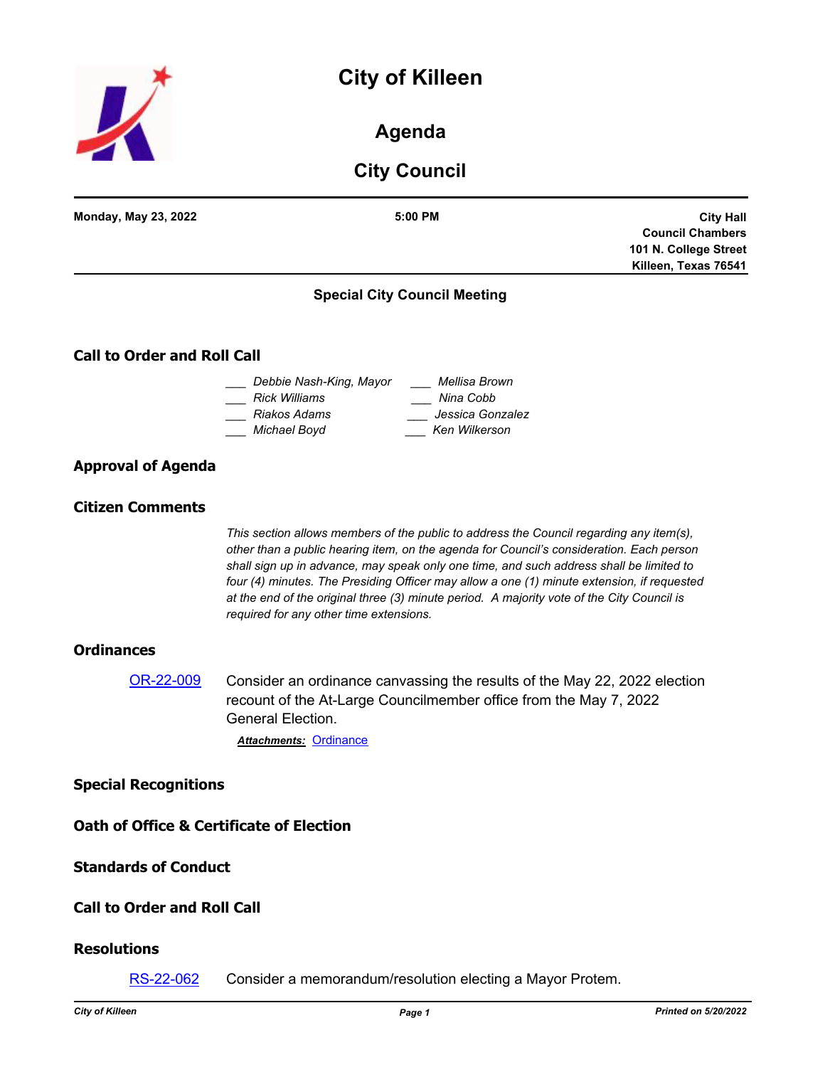# City of Killeen

## Agenda

## City Council

**Monday, May 23, 2022** | **5:00 PM** | **City Hall Council Chambers 101 N. College Street Killeen, Texas 76541**

### Special City Council Meeting

## Call to Order and Roll Call

___ *Debbie Nash-King, Mayor*
___ *Rick Williams*
___ *Riakos Adams*
___ *Michael Boyd*
___ *Mellisa Brown*
___ *Nina Cobb*
___ *Jessica Gonzalez*
___ *Ken Wilkerson*

## Approval of Agenda

## Citizen Comments

*This section allows members of the public to address the Council regarding any item(s), other than a public hearing item, on the agenda for Council's consideration. Each person shall sign up in advance, may speak only one time, and such address shall be limited to four (4) minutes. The Presiding Officer may allow a one (1) minute extension, if requested at the end of the original three (3) minute period. A majority vote of the City Council is required for any other time extensions.*

## Ordinances

OR-22-009 Consider an ordinance canvassing the results of the May 22, 2022 election recount of the At-Large Councilmember office from the May 7, 2022 General Election.

***Attachments:*** Ordinance

## Special Recognitions

## Oath of Office & Certificate of Election

## Standards of Conduct

## Call to Order and Roll Call

## Resolutions

RS-22-062 Consider a memorandum/resolution electing a Mayor Protem.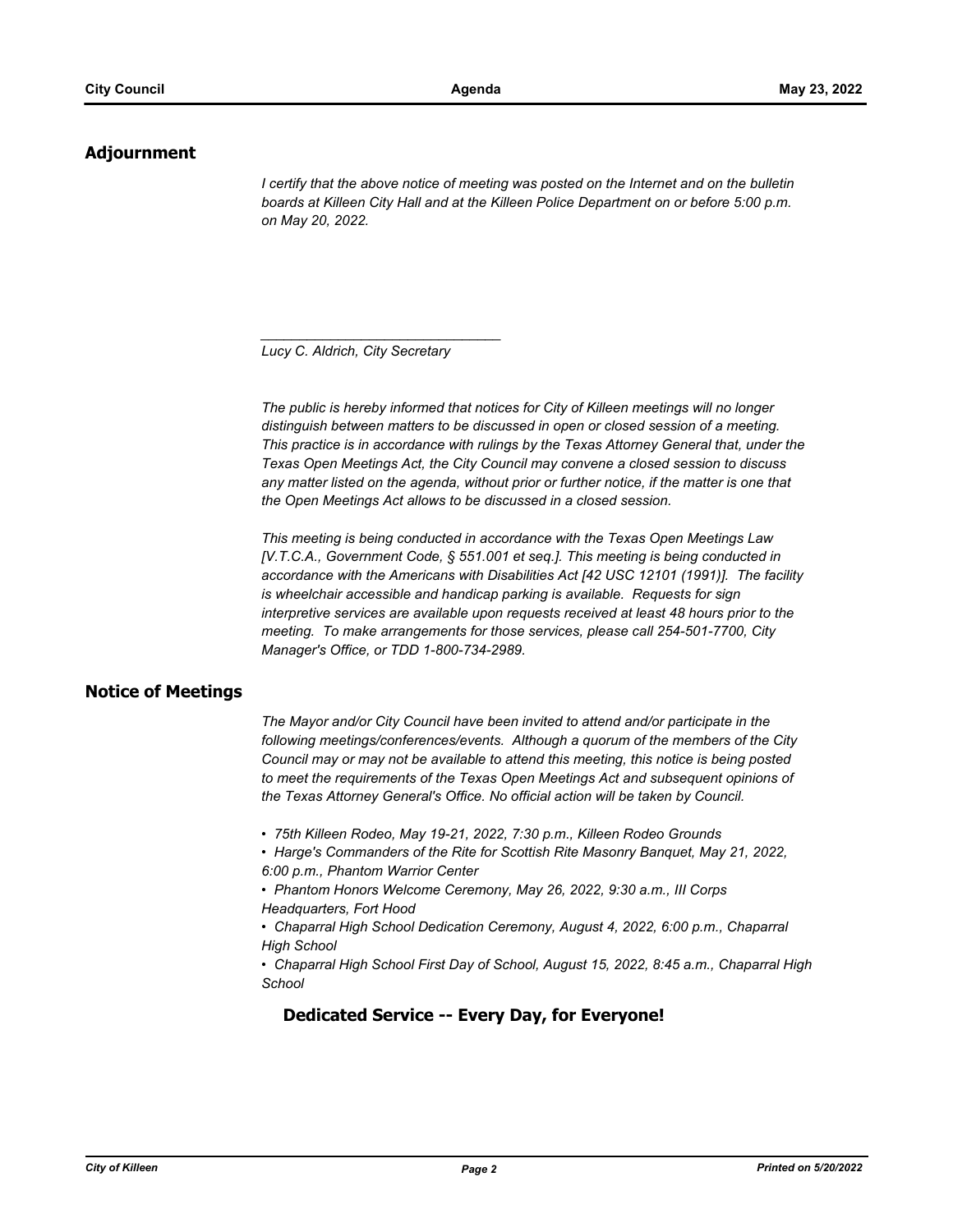## Adjournment

*I certify that the above notice of meeting was posted on the Internet and on the bulletin boards at Killeen City Hall and at the Killeen Police Department on or before 5:00 p.m. on May 20, 2022.*

_______________________________

*Lucy C. Aldrich, City Secretary*

*The public is hereby informed that notices for City of Killeen meetings will no longer distinguish between matters to be discussed in open or closed session of a meeting. This practice is in accordance with rulings by the Texas Attorney General that, under the Texas Open Meetings Act, the City Council may convene a closed session to discuss any matter listed on the agenda, without prior or further notice, if the matter is one that the Open Meetings Act allows to be discussed in a closed session.*

*This meeting is being conducted in accordance with the Texas Open Meetings Law [V.T.C.A., Government Code, § 551.001 et seq.]. This meeting is being conducted in accordance with the Americans with Disabilities Act [42 USC 12101 (1991)]. The facility is wheelchair accessible and handicap parking is available. Requests for sign interpretive services are available upon requests received at least 48 hours prior to the meeting. To make arrangements for those services, please call 254-501-7700, City Manager's Office, or TDD 1-800-734-2989.*

## Notice of Meetings

*The Mayor and/or City Council have been invited to attend and/or participate in the following meetings/conferences/events. Although a quorum of the members of the City Council may or may not be available to attend this meeting, this notice is being posted to meet the requirements of the Texas Open Meetings Act and subsequent opinions of the Texas Attorney General's Office. No official action will be taken by Council.*

- *75th Killeen Rodeo, May 19-21, 2022, 7:30 p.m., Killeen Rodeo Grounds*
- *Harge's Commanders of the Rite for Scottish Rite Masonry Banquet, May 21, 2022, 6:00 p.m., Phantom Warrior Center*
- *Phantom Honors Welcome Ceremony, May 26, 2022, 9:30 a.m., III Corps Headquarters, Fort Hood*
- *Chaparral High School Dedication Ceremony, August 4, 2022, 6:00 p.m., Chaparral High School*
- *Chaparral High School First Day of School, August 15, 2022, 8:45 a.m., Chaparral High School*

**Dedicated Service -- Every Day, for Everyone!**